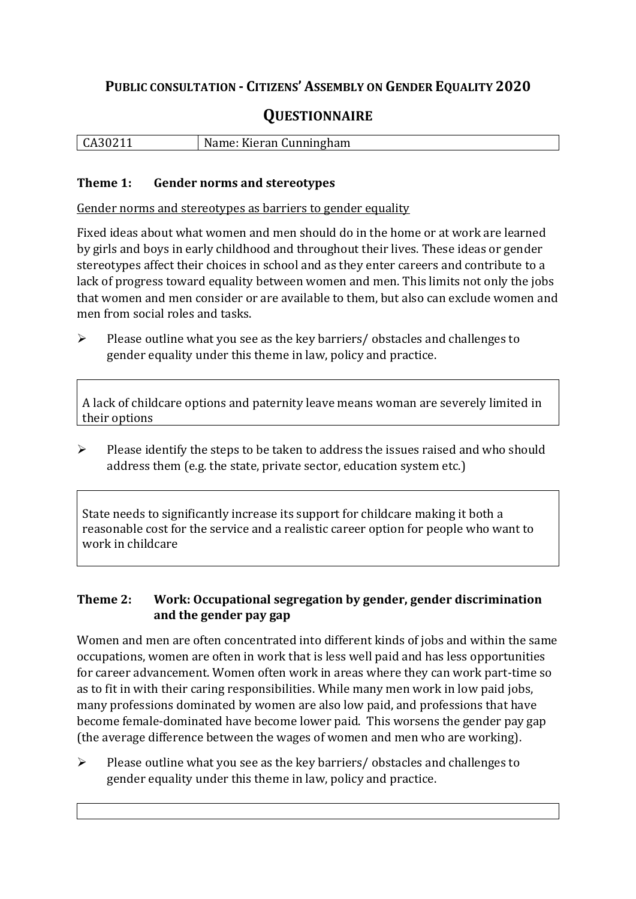# Public consultation - Citizens' Assembly on Gender Equality 2020

## Questionnaire

| CA30211 | Name: Kieran Cunningham |
|---|---|

### Theme 1: Gender norms and stereotypes

Gender norms and stereotypes as barriers to gender equality

Fixed ideas about what women and men should do in the home or at work are learned by girls and boys in early childhood and throughout their lives. These ideas or gender stereotypes affect their choices in school and as they enter careers and contribute to a lack of progress toward equality between women and men. This limits not only the jobs that women and men consider or are available to them, but also can exclude women and men from social roles and tasks.

- Please outline what you see as the key barriers/ obstacles and challenges to gender equality under this theme in law, policy and practice.

> A lack of childcare options and paternity leave means woman are severely limited in their options

- Please identify the steps to be taken to address the issues raised and who should address them (e.g. the state, private sector, education system etc.)

> State needs to significantly increase its support for childcare making it both a reasonable cost for the service and a realistic career option for people who want to work in childcare

### Theme 2: Work: Occupational segregation by gender, gender discrimination and the gender pay gap

Women and men are often concentrated into different kinds of jobs and within the same occupations, women are often in work that is less well paid and has less opportunities for career advancement. Women often work in areas where they can work part-time so as to fit in with their caring responsibilities. While many men work in low paid jobs, many professions dominated by women are also low paid, and professions that have become female-dominated have become lower paid. This worsens the gender pay gap (the average difference between the wages of women and men who are working).

- Please outline what you see as the key barriers/ obstacles and challenges to gender equality under this theme in law, policy and practice.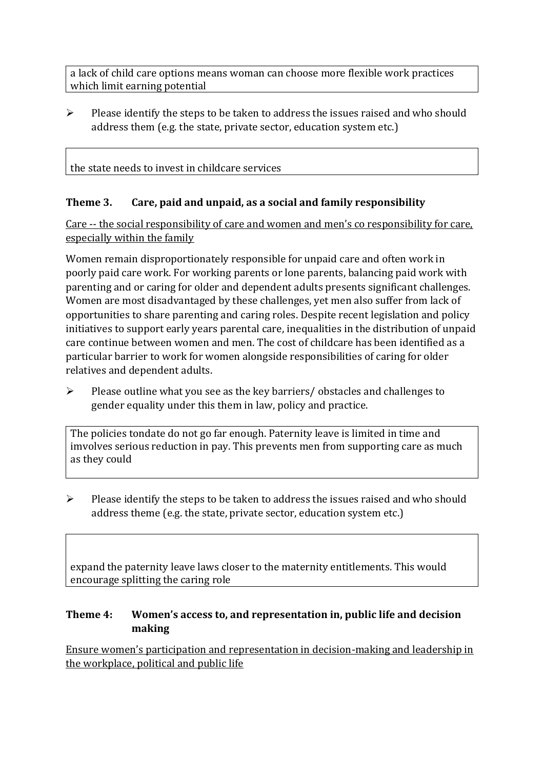a lack of child care options means woman can choose more flexible work practices which limit earning potential

- Please identify the steps to be taken to address the issues raised and who should address them (e.g. the state, private sector, education system etc.)

the state needs to invest in childcare services

### Theme 3. Care, paid and unpaid, as a social and family responsibility

Care -- the social responsibility of care and women and men's co responsibility for care, especially within the family

Women remain disproportionately responsible for unpaid care and often work in poorly paid care work. For working parents or lone parents, balancing paid work with parenting and or caring for older and dependent adults presents significant challenges. Women are most disadvantaged by these challenges, yet men also suffer from lack of opportunities to share parenting and caring roles. Despite recent legislation and policy initiatives to support early years parental care, inequalities in the distribution of unpaid care continue between women and men. The cost of childcare has been identified as a particular barrier to work for women alongside responsibilities of caring for older relatives and dependent adults.

- Please outline what you see as the key barriers/ obstacles and challenges to gender equality under this them in law, policy and practice.

The policies tondate do not go far enough. Paternity leave is limited in time and imvolves serious reduction in pay. This prevents men from supporting care as much as they could

- Please identify the steps to be taken to address the issues raised and who should address theme (e.g. the state, private sector, education system etc.)

expand the paternity leave laws closer to the maternity entitlements. This would encourage splitting the caring role

### Theme 4: Women's access to, and representation in, public life and decision making

Ensure women's participation and representation in decision-making and leadership in the workplace, political and public life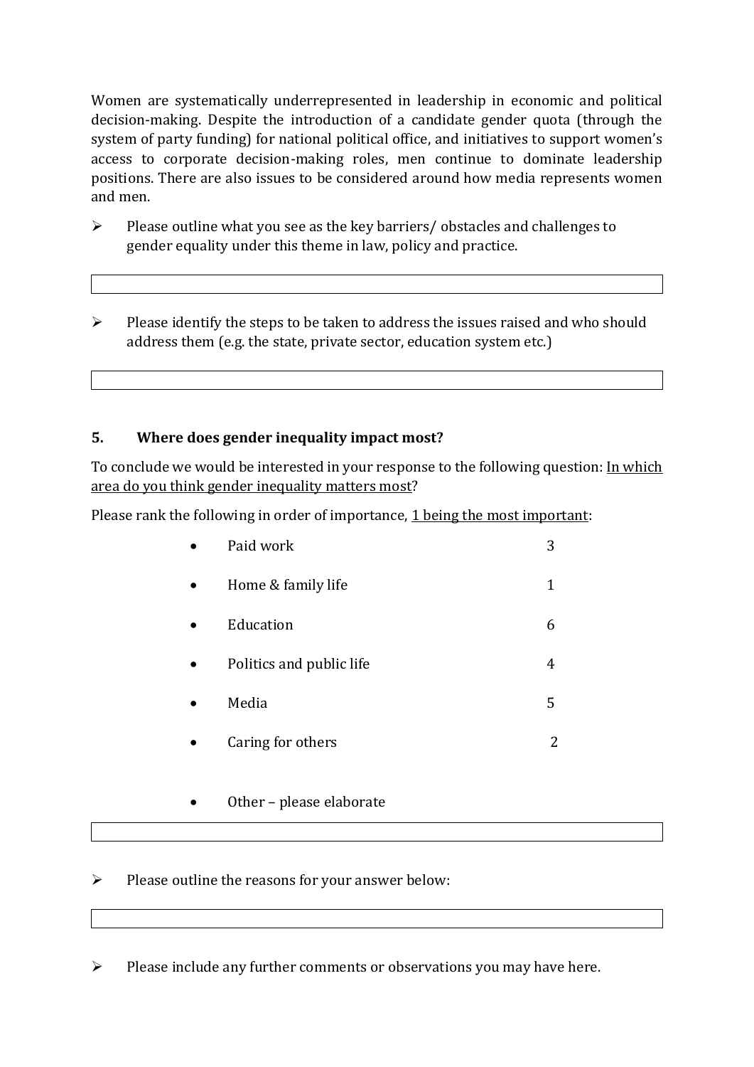Women are systematically underrepresented in leadership in economic and political decision-making. Despite the introduction of a candidate gender quota (through the system of party funding) for national political office, and initiatives to support women's access to corporate decision-making roles, men continue to dominate leadership positions. There are also issues to be considered around how media represents women and men.

- Please outline what you see as the key barriers/ obstacles and challenges to gender equality under this theme in law, policy and practice.

- Please identify the steps to be taken to address the issues raised and who should address them (e.g. the state, private sector, education system etc.)

## 5. Where does gender inequality impact most?

To conclude we would be interested in your response to the following question: In which area do you think gender inequality matters most?

Please rank the following in order of importance, 1 being the most important:

- Paid work 3
- Home & family life 1
- Education 6
- Politics and public life 4
- Media 5
- Caring for others 2
- Other – please elaborate

- Please outline the reasons for your answer below:

- Please include any further comments or observations you may have here.